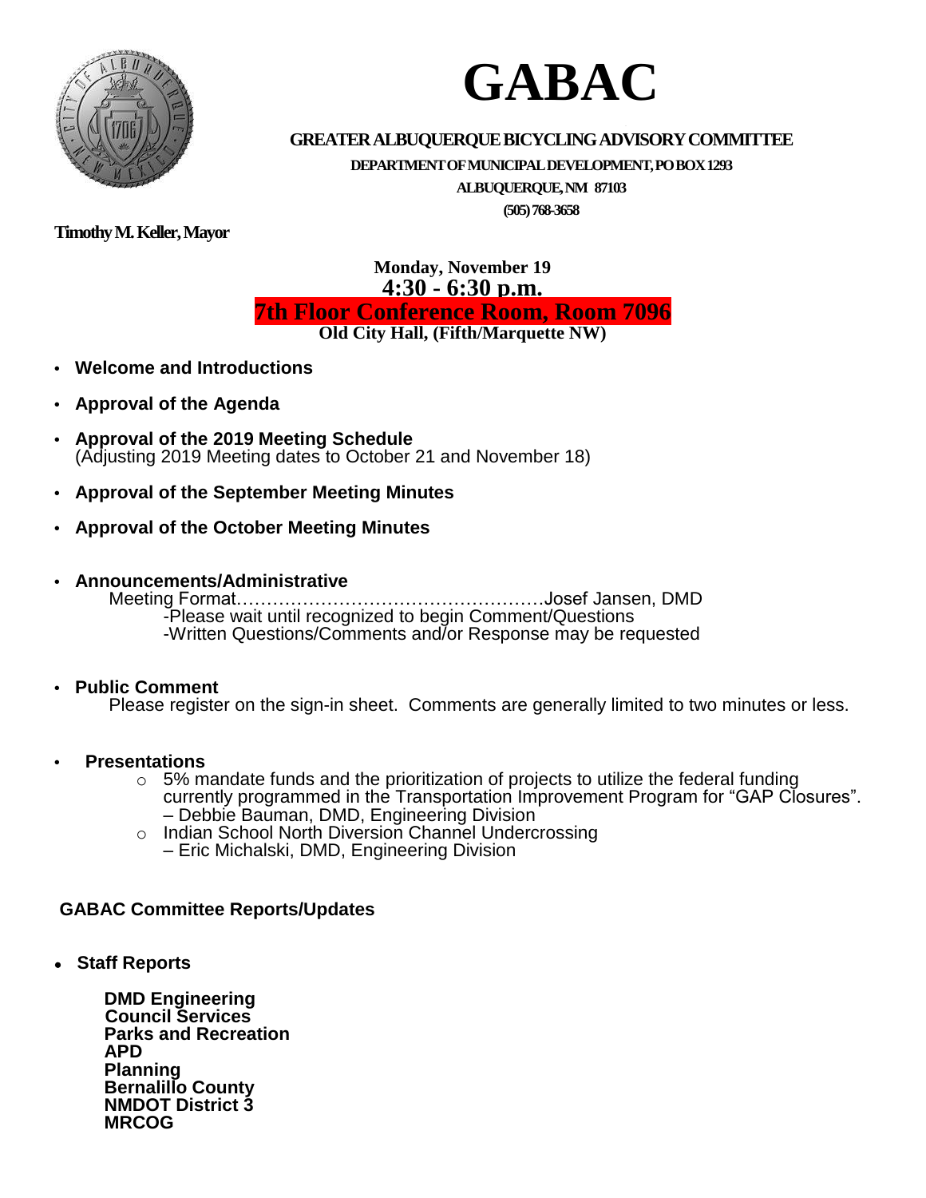# GABAC

**GREATER ALBUQUERQUE BICYCLING ADVISORY COMMITTEE**

**DEPARTMENT OF MUNICIPAL DEVELOPMENT, PO BOX 1293**

**ALBUQUERQUE, NM 87103**

**(505) 768-3658**

**Timothy M. Keller, Mayor**

**Monday, November 19**

**4:30 - 6:30 p.m.**

**7th Floor Conference Room, Room 7096**

**Old City Hall, (Fifth/Marquette NW)**

- **Welcome and Introductions**
- **Approval of the Agenda**
- **Approval of the 2019 Meeting Schedule**
  (Adjusting 2019 Meeting dates to October 21 and November 18)
- **Approval of the September Meeting Minutes**
- **Approval of the October Meeting Minutes**
- **Announcements/Administrative**
  Meeting Format……………………………………………Josef Jansen, DMD
  - -Please wait until recognized to begin Comment/Questions
  - -Written Questions/Comments and/or Response may be requested
- **Public Comment**
  Please register on the sign-in sheet. Comments are generally limited to two minutes or less.
- **Presentations**
  - 5% mandate funds and the prioritization of projects to utilize the federal funding currently programmed in the Transportation Improvement Program for "GAP Closures". – Debbie Bauman, DMD, Engineering Division
  - Indian School North Diversion Channel Undercrossing – Eric Michalski, DMD, Engineering Division

**GABAC Committee Reports/Updates**

- **Staff Reports**

  **DMD Engineering**
  **Council Services**
  **Parks and Recreation**
  **APD**
  **Planning**
  **Bernalillo County**
  **NMDOT District 3**
  **MRCOG**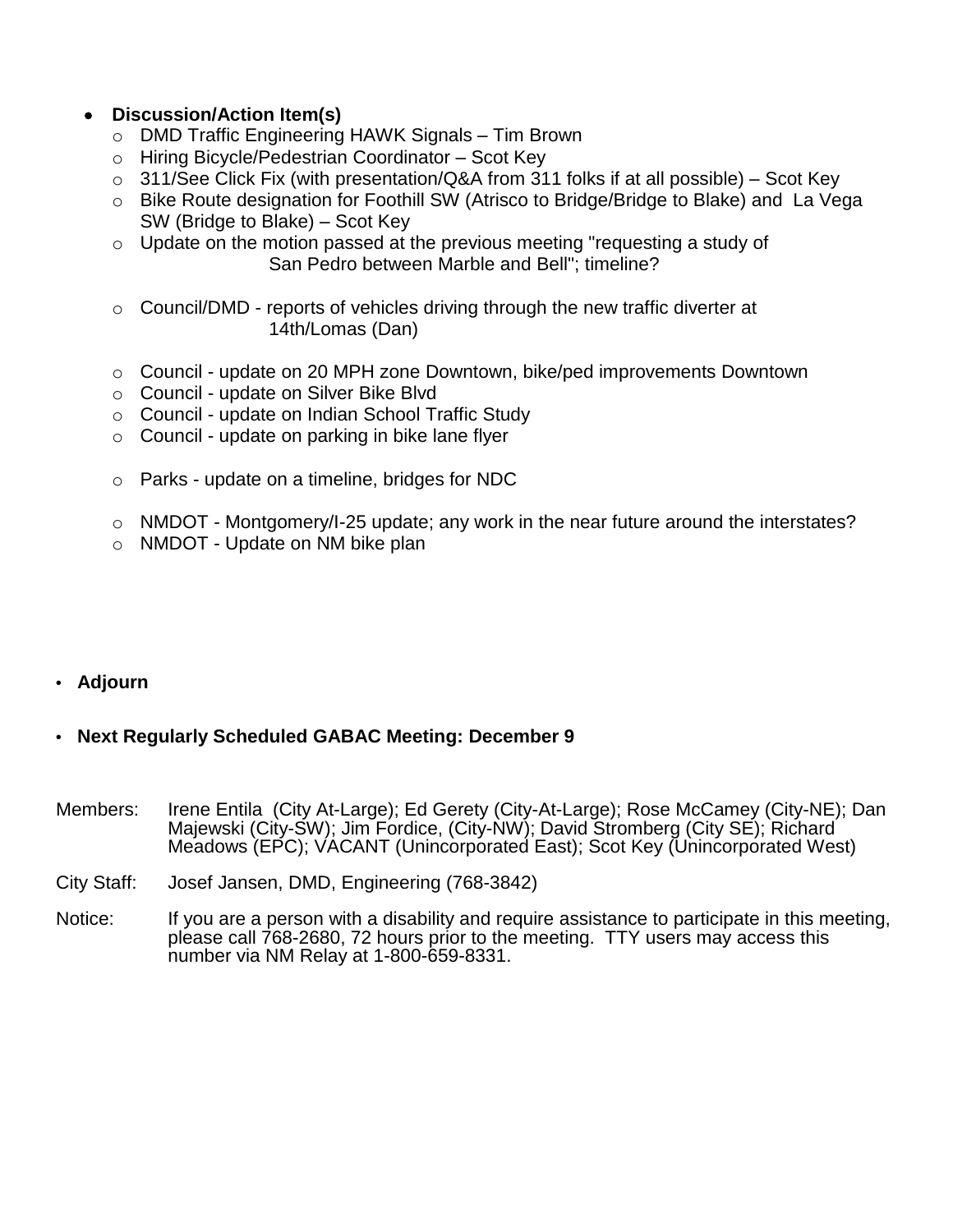- **Discussion/Action Item(s)**
  - DMD Traffic Engineering HAWK Signals – Tim Brown
  - Hiring Bicycle/Pedestrian Coordinator – Scot Key
  - 311/See Click Fix (with presentation/Q&A from 311 folks if at all possible) – Scot Key
  - Bike Route designation for Foothill SW (Atrisco to Bridge/Bridge to Blake) and La Vega SW (Bridge to Blake) – Scot Key
  - Update on the motion passed at the previous meeting "requesting a study of San Pedro between Marble and Bell"; timeline?
  - Council/DMD - reports of vehicles driving through the new traffic diverter at 14th/Lomas (Dan)
  - Council - update on 20 MPH zone Downtown, bike/ped improvements Downtown
  - Council - update on Silver Bike Blvd
  - Council - update on Indian School Traffic Study
  - Council - update on parking in bike lane flyer
  - Parks - update on a timeline, bridges for NDC
  - NMDOT - Montgomery/I-25 update; any work in the near future around the interstates?
  - NMDOT - Update on NM bike plan

- **Adjourn**

- **Next Regularly Scheduled GABAC Meeting: December 9**

Members: Irene Entila (City At-Large); Ed Gerety (City-At-Large); Rose McCamey (City-NE); Dan Majewski (City-SW); Jim Fordice, (City-NW); David Stromberg (City SE); Richard Meadows (EPC); VACANT (Unincorporated East); Scot Key (Unincorporated West)

City Staff: Josef Jansen, DMD, Engineering (768-3842)

Notice: If you are a person with a disability and require assistance to participate in this meeting, please call 768-2680, 72 hours prior to the meeting. TTY users may access this number via NM Relay at 1-800-659-8331.